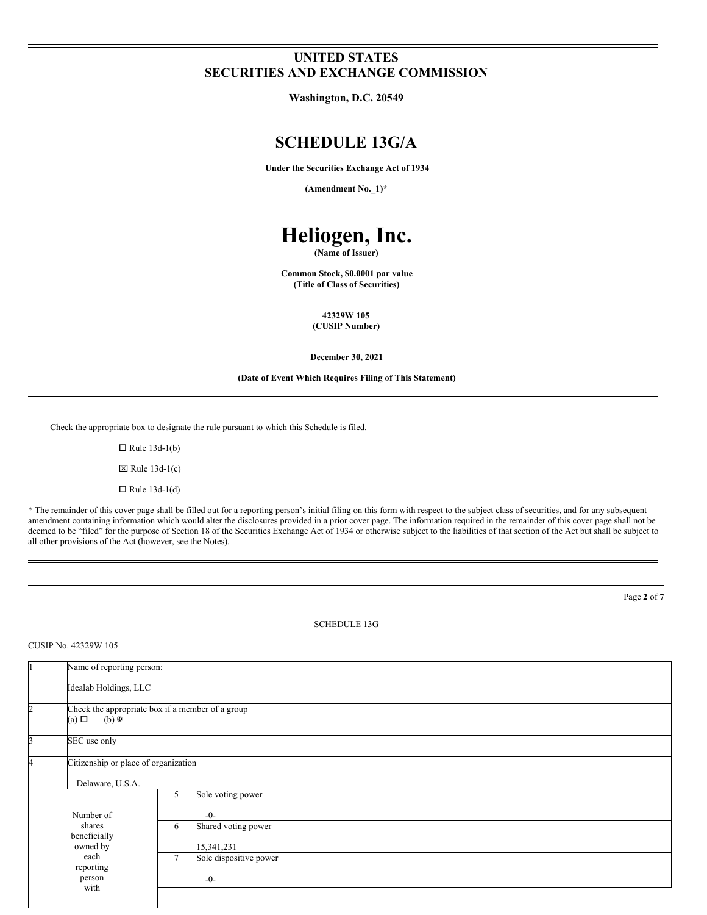# UNITED STATES
# SECURITIES AND EXCHANGE COMMISSION

**Washington, D.C. 20549**

# SCHEDULE 13G/A

**Under the Securities Exchange Act of 1934**

**(Amendment No._1)***

# Heliogen, Inc.

**(Name of Issuer)**

**Common Stock, $0.0001 par value**
**(Title of Class of Securities)**

**42329W 105**
**(CUSIP Number)**

**December 30, 2021**

**(Date of Event Which Requires Filing of This Statement)**

Check the appropriate box to designate the rule pursuant to which this Schedule is filed.

☐ Rule 13d-1(b)

☒ Rule 13d-1(c)

☐ Rule 13d-1(d)

* The remainder of this cover page shall be filled out for a reporting person's initial filing on this form with respect to the subject class of securities, and for any subsequent amendment containing information which would alter the disclosures provided in a prior cover page. The information required in the remainder of this cover page shall not be deemed to be "filed" for the purpose of Section 18 of the Securities Exchange Act of 1934 or otherwise subject to the liabilities of that section of the Act but shall be subject to all other provisions of the Act (however, see the Notes).

SCHEDULE 13G

CUSIP No. 42329W 105

| | | | |
|---|---|---|---|
| 1 | Name of reporting person:<br><br>Idealab Holdings, LLC | | |
| 2 | Check the appropriate box if a member of a group<br>(a) ☐ (b) ☒ | | |
| 3 | SEC use only | | |
| 4 | Citizenship or place of organization<br><br>Delaware, U.S.A. | | |
| Number of shares beneficially owned by each reporting person with | | 5 | Sole voting power<br><br>-0- |
| | | 6 | Shared voting power<br><br>15,341,231 |
| | | 7 | Sole dispositive power<br><br>-0- |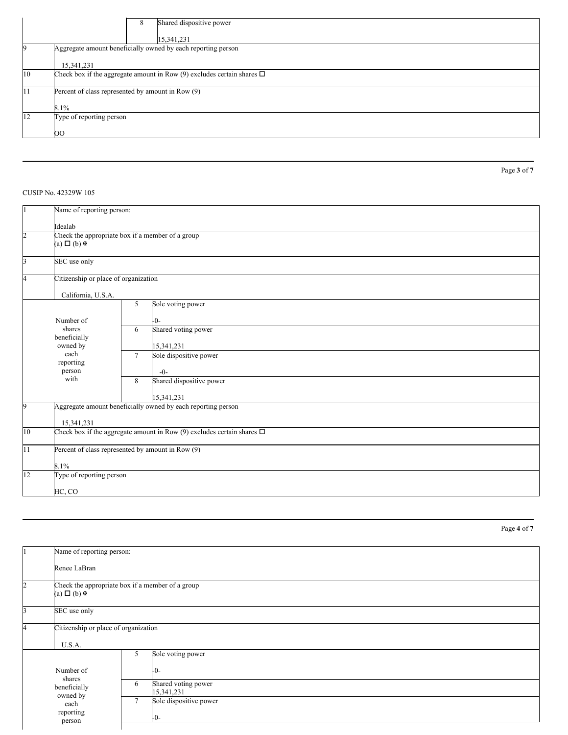| | | | |
|---|---|---|---|
| | | 8 | Shared dispositive power<br><br>15,341,231 |
| 9 | Aggregate amount beneficially owned by each reporting person<br><br>15,341,231 | | |
| 10 | Check box if the aggregate amount in Row (9) excludes certain shares ☐ | | |
| 11 | Percent of class represented by amount in Row (9)<br><br>8.1% | | |
| 12 | Type of reporting person<br><br>OO | | |

CUSIP No. 42329W 105

| | | | |
|---|---|---|---|
| 1 | Name of reporting person:<br><br>Idealab | | |
| 2 | Check the appropriate box if a member of a group<br>(a) ☐ (b) ☒ | | |
| 3 | SEC use only | | |
| 4 | Citizenship or place of organization<br><br>California, U.S.A. | | |
| Number of shares beneficially owned by each reporting person with | | 5 | Sole voting power<br><br>-0- |
| | | 6 | Shared voting power<br><br>15,341,231 |
| | | 7 | Sole dispositive power<br><br>-0- |
| | | 8 | Shared dispositive power<br><br>15,341,231 |
| 9 | Aggregate amount beneficially owned by each reporting person<br><br>15,341,231 | | |
| 10 | Check box if the aggregate amount in Row (9) excludes certain shares ☐ | | |
| 11 | Percent of class represented by amount in Row (9)<br><br>8.1% | | |
| 12 | Type of reporting person<br><br>HC, CO | | |

| | | | |
|---|---|---|---|
| 1 | Name of reporting person:<br><br>Renee LaBran | | |
| 2 | Check the appropriate box if a member of a group<br>(a) ☐ (b) ☒ | | |
| 3 | SEC use only | | |
| 4 | Citizenship or place of organization<br><br>U.S.A. | | |
| Number of shares beneficially owned by each reporting person | | 5 | Sole voting power<br><br>-0- |
| | | 6 | Shared voting power<br>15,341,231 |
| | | 7 | Sole dispositive power<br><br>-0- |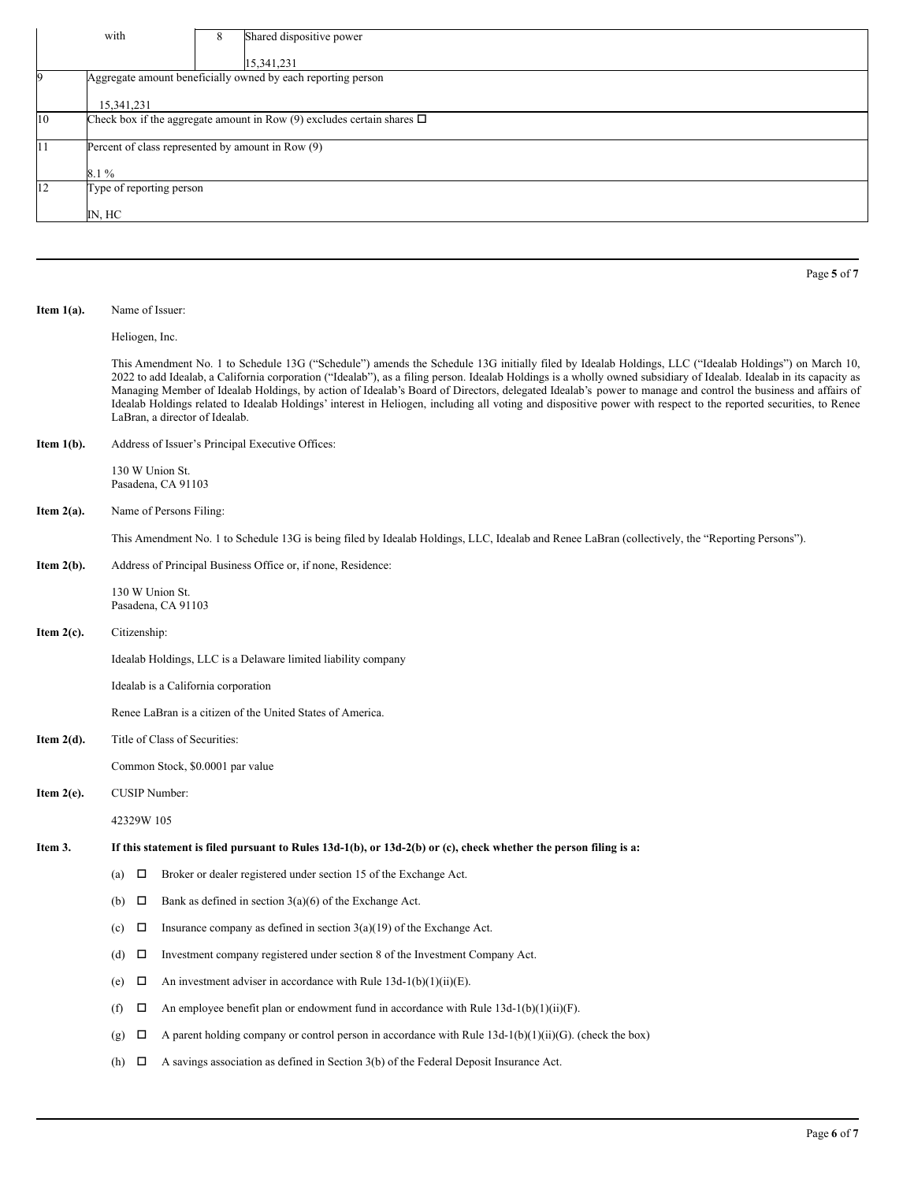| | | | |
|---|---|---|---|
| | with | 8 | Shared dispositive power<br><br>15,341,231 |
| 9 | Aggregate amount beneficially owned by each reporting person<br><br>15,341,231 | | |
| 10 | Check box if the aggregate amount in Row (9) excludes certain shares ☐ | | |
| 11 | Percent of class represented by amount in Row (9)<br><br>8.1 % | | |
| 12 | Type of reporting person<br><br>IN, HC | | |

**Item 1(a).** Name of Issuer:

Heliogen, Inc.

This Amendment No. 1 to Schedule 13G ("Schedule") amends the Schedule 13G initially filed by Idealab Holdings, LLC ("Idealab Holdings") on March 10, 2022 to add Idealab, a California corporation ("Idealab"), as a filing person. Idealab Holdings is a wholly owned subsidiary of Idealab. Idealab in its capacity as Managing Member of Idealab Holdings, by action of Idealab's Board of Directors, delegated Idealab's power to manage and control the business and affairs of Idealab Holdings related to Idealab Holdings' interest in Heliogen, including all voting and dispositive power with respect to the reported securities, to Renee LaBran, a director of Idealab.

**Item 1(b).** Address of Issuer's Principal Executive Offices:

130 W Union St.
Pasadena, CA 91103

**Item 2(a).** Name of Persons Filing:

This Amendment No. 1 to Schedule 13G is being filed by Idealab Holdings, LLC, Idealab and Renee LaBran (collectively, the "Reporting Persons").

**Item 2(b).** Address of Principal Business Office or, if none, Residence:

130 W Union St.
Pasadena, CA 91103

**Item 2(c).** Citizenship:

Idealab Holdings, LLC is a Delaware limited liability company

Idealab is a California corporation

Renee LaBran is a citizen of the United States of America.

**Item 2(d).** Title of Class of Securities:

Common Stock, $0.0001 par value

**Item 2(e).** CUSIP Number:

42329W 105

**Item 3. If this statement is filed pursuant to Rules 13d-1(b), or 13d-2(b) or (c), check whether the person filing is a:**

(a) ☐ Broker or dealer registered under section 15 of the Exchange Act.

(b) ☐ Bank as defined in section 3(a)(6) of the Exchange Act.

(c) ☐ Insurance company as defined in section 3(a)(19) of the Exchange Act.

(d) ☐ Investment company registered under section 8 of the Investment Company Act.

(e) ☐ An investment adviser in accordance with Rule 13d-1(b)(1)(ii)(E).

(f) ☐ An employee benefit plan or endowment fund in accordance with Rule 13d-1(b)(1)(ii)(F).

(g) ☐ A parent holding company or control person in accordance with Rule 13d-1(b)(1)(ii)(G). (check the box)

(h) ☐ A savings association as defined in Section 3(b) of the Federal Deposit Insurance Act.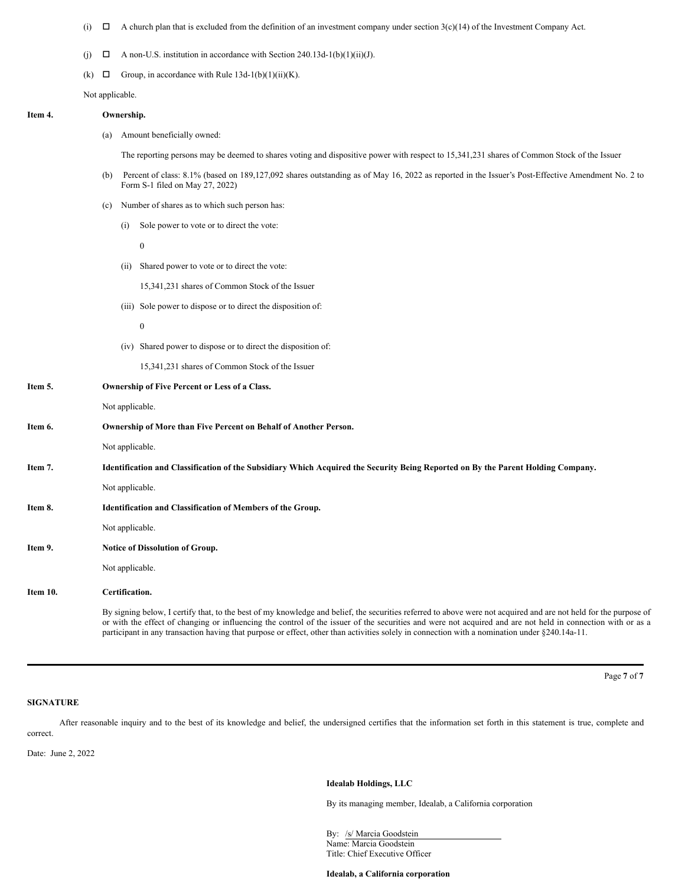(i) ☐ A church plan that is excluded from the definition of an investment company under section 3(c)(14) of the Investment Company Act.

(j) ☐ A non-U.S. institution in accordance with Section 240.13d-1(b)(1)(ii)(J).

(k) ☐ Group, in accordance with Rule 13d-1(b)(1)(ii)(K).

Not applicable.

**Item 4. Ownership.**

(a) Amount beneficially owned:

The reporting persons may be deemed to shares voting and dispositive power with respect to 15,341,231 shares of Common Stock of the Issuer

(b) Percent of class: 8.1% (based on 189,127,092 shares outstanding as of May 16, 2022 as reported in the Issuer's Post-Effective Amendment No. 2 to Form S-1 filed on May 27, 2022)

(c) Number of shares as to which such person has:

(i) Sole power to vote or to direct the vote:

0

(ii) Shared power to vote or to direct the vote:

15,341,231 shares of Common Stock of the Issuer

(iii) Sole power to dispose or to direct the disposition of:

0

(iv) Shared power to dispose or to direct the disposition of:

15,341,231 shares of Common Stock of the Issuer

**Item 5. Ownership of Five Percent or Less of a Class.**

Not applicable.

**Item 6. Ownership of More than Five Percent on Behalf of Another Person.**

Not applicable.

**Item 7. Identification and Classification of the Subsidiary Which Acquired the Security Being Reported on By the Parent Holding Company.**

Not applicable.

**Item 8. Identification and Classification of Members of the Group.**

Not applicable.

**Item 9. Notice of Dissolution of Group.**

Not applicable.

**Item 10. Certification.**

By signing below, I certify that, to the best of my knowledge and belief, the securities referred to above were not acquired and are not held for the purpose of or with the effect of changing or influencing the control of the issuer of the securities and were not acquired and are not held in connection with or as a participant in any transaction having that purpose or effect, other than activities solely in connection with a nomination under §240.14a-11.

---

**SIGNATURE**

After reasonable inquiry and to the best of its knowledge and belief, the undersigned certifies that the information set forth in this statement is true, complete and correct.

Date: June 2, 2022

**Idealab Holdings, LLC**

By its managing member, Idealab, a California corporation

By: /s/ Marcia Goodstein
Name: Marcia Goodstein
Title: Chief Executive Officer

**Idealab, a California corporation**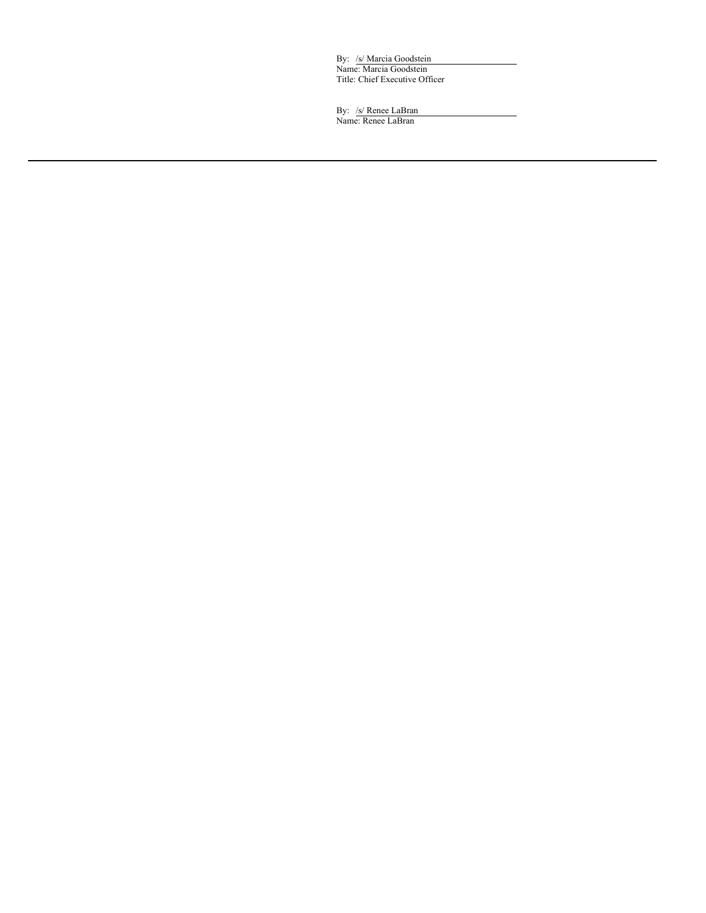By: /s/ Marcia Goodstein
Name: Marcia Goodstein
Title: Chief Executive Officer

By: /s/ Renee LaBran
Name: Renee LaBran

---